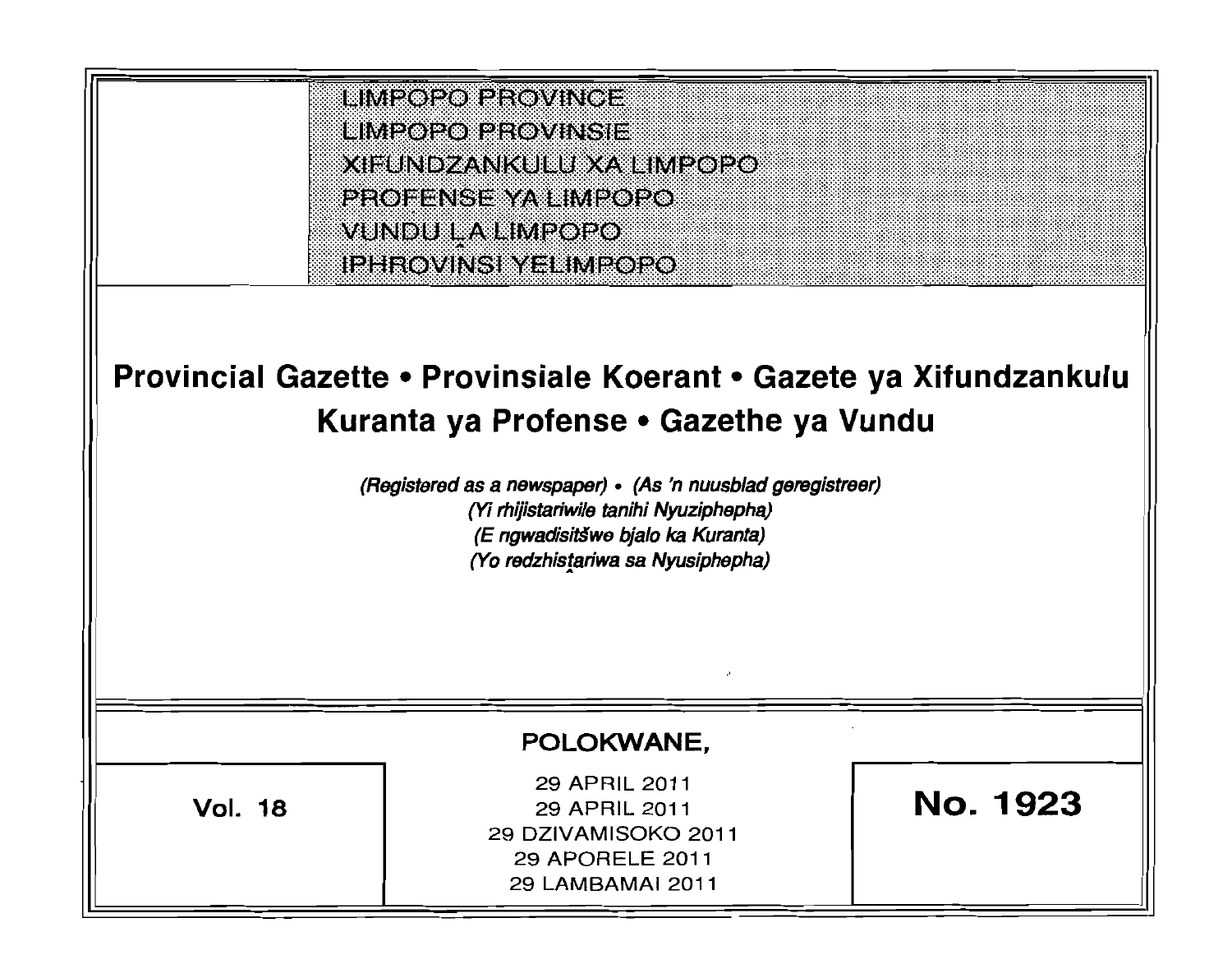LIMPOPO PROVINCE
LIMPOPO PROVINSIE
XIFUNDZANKULU XA LIMPOPO
PROFENSE YA LIMPOPO
VUNDU LA LIMPOPO
IPHROVINSI YELIMPOPO

# Provincial Gazette • Provinsiale Koerant • Gazete ya Xifundzankulu Kuranta ya Profense • Gazethe ya Vundu

*(Registered as a newspaper) • (As 'n nuusblad geregistreer)*
*(Yi rhijistariwile tanihi Nyuziphepha)*
*(E ngwadisitšwe bjalo ka Kuranta)*
*(Yo redzhistariwa sa Nyusiphepha)*

**POLOKWANE,**

| Vol. 18 | 29 APRIL 2011<br>29 APRIL 2011<br>29 DZIVAMISOKO 2011<br>29 APORELE 2011<br>29 LAMBAMAI 2011 | No. 1923 |
|---|---|---|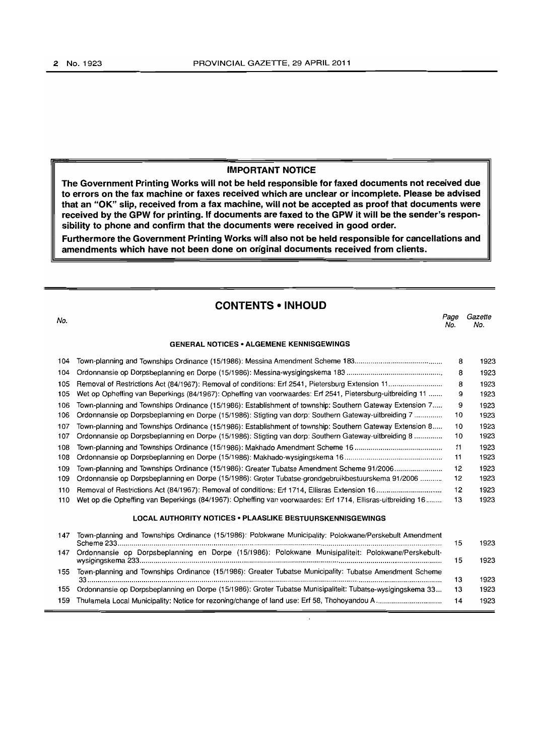**IMPORTANT NOTICE**

**The Government Printing Works will not be held responsible for faxed documents not received due to errors on the fax machine or faxes received which are unclear or incomplete. Please be advised that an "OK" slip, received from a fax machine, will not be accepted as proof that documents were received by the GPW for printing. If documents are faxed to the GPW it will be the sender's responsibility to phone and confirm that the documents were received in good order.**

**Furthermore the Government Printing Works will also not be held responsible for cancellations and amendments which have not been done on original documents received from clients.**

## CONTENTS • INHOUD

| No. | | Page No. | Gazette No. |
|---|---|---|---|
| | **GENERAL NOTICES • ALGEMENE KENNISGEWINGS** | | |
| 104 | Town-planning and Townships Ordinance (15/1986): Messina Amendment Scheme 183 | 8 | 1923 |
| 104 | Ordonnansie op Dorpsbeplanning en Dorpe (15/1986): Messina-wysigingskema 183 | 8 | 1923 |
| 105 | Removal of Restrictions Act (84/1967): Removal of conditions: Erf 2541, Pietersburg Extension 11 | 8 | 1923 |
| 105 | Wet op Opheffing van Beperkings (84/1967): Opheffing van voorwaardes: Erf 2541, Pietersburg-uitbreiding 11 | 9 | 1923 |
| 106 | Town-planning and Townships Ordinance (15/1986): Establishment of township: Southern Gateway Extension 7 | 9 | 1923 |
| 106 | Ordonnansie op Dorpsbeplanning en Dorpe (15/1986): Stigting van dorp: Southern Gateway-uitbreiding 7 | 10 | 1923 |
| 107 | Town-planning and Townships Ordinance (15/1986): Establishment of township: Southern Gateway Extension 8 | 10 | 1923 |
| 107 | Ordonnansie op Dorpsbeplanning en Dorpe (15/1986): Stigting van dorp: Southern Gateway-uitbreiding 8 | 10 | 1923 |
| 108 | Town-planning and Townships Ordinance (15/1986): Makhado Amendment Scheme 16 | 11 | 1923 |
| 108 | Ordonnansie op Dorpsbeplanning en Dorpe (15/1986): Makhado-wysigingskema 16 | 11 | 1923 |
| 109 | Town-planning and Townships Ordinance (15/1986): Greater Tubatse Amendment Scheme 91/2006 | 12 | 1923 |
| 109 | Ordonnansie op Dorpsbeplanning en Dorpe (15/1986): Groter Tubatse-grondgebruikbestuurskema 91/2006 | 12 | 1923 |
| 110 | Removal of Restrictions Act (84/1967): Removal of conditions: Erf 1714, Ellisras Extension 16 | 12 | 1923 |
| 110 | Wet op die Opheffing van Beperkings (84/1967): Opheffing van voorwaardes: Erf 1714, Ellisras-uitbreiding 16 | 13 | 1923 |
| | **LOCAL AUTHORITY NOTICES • PLAASLIKE BESTUURSKENNISGEWINGS** | | |
| 147 | Town-planning and Townships Ordinance (15/1986): Polokwane Municipality: Polokwane/Perskebult Amendment Scheme 233 | 15 | 1923 |
| 147 | Ordonnansie op Dorpsbeplanning en Dorpe (15/1986): Polokwane Munisipaliteit: Polokwane/Perskebult-wysigingskema 233 | 15 | 1923 |
| 155 | Town-planning and Townships Ordinance (15/1986): Greater Tubatse Municipality: Tubatse Amendment Scheme 33 | 13 | 1923 |
| 155 | Ordonnansie op Dorpsbeplanning en Dorpe (15/1986): Groter Tubatse Munisipaliteit: Tubatse-wysigingskema 33 | 13 | 1923 |
| 159 | Thulamela Local Municipality: Notice for rezoning/change of land use: Erf 58, Thohoyandou A | 14 | 1923 |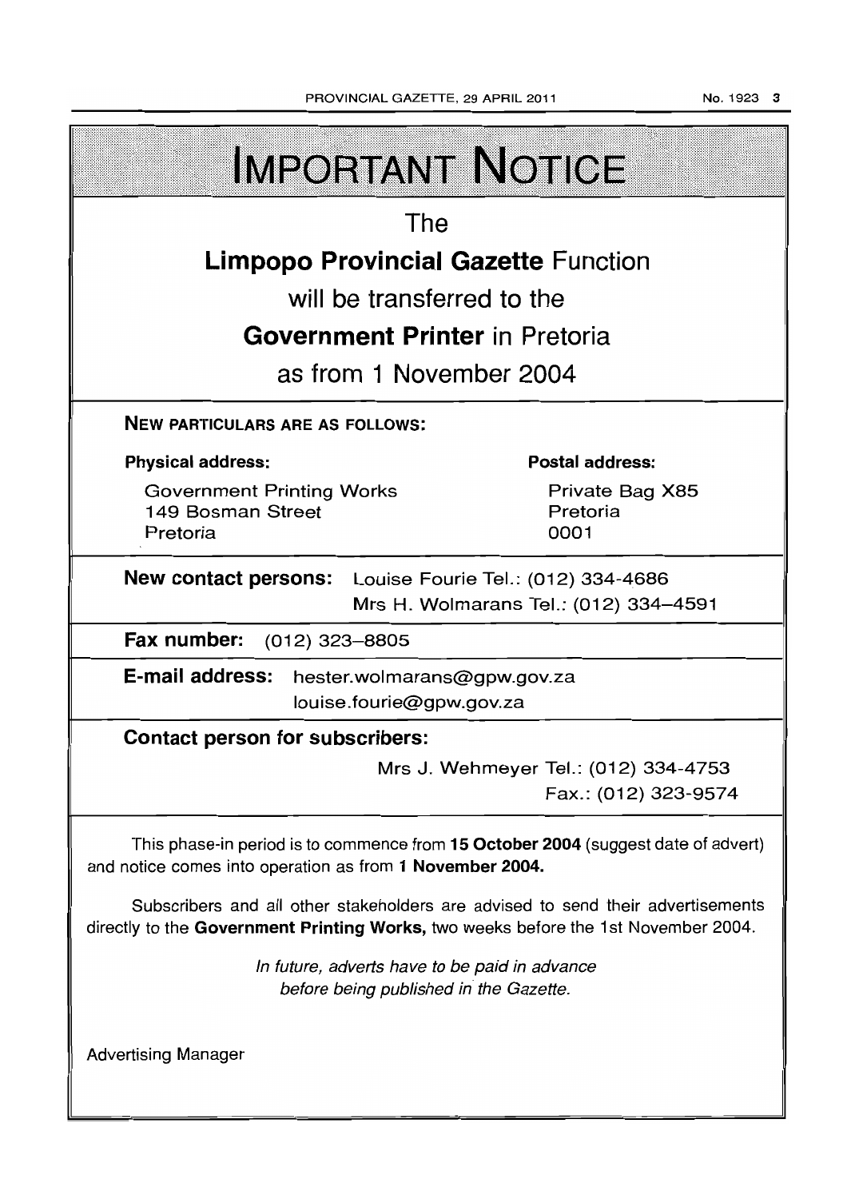# IMPORTANT NOTICE

The

**Limpopo Provincial Gazette** Function

will be transferred to the

**Government Printer** in Pretoria

as from 1 November 2004

**NEW PARTICULARS ARE AS FOLLOWS:**

**Physical address:**

Government Printing Works
149 Bosman Street
Pretoria

**Postal address:**

Private Bag X85
Pretoria
0001

**New contact persons:** Louise Fourie Tel.: (012) 334-4686
Mrs H. Wolmarans Tel.: (012) 334-4591

**Fax number:** (012) 323-8805

**E-mail address:** hester.wolmarans@gpw.gov.za
louise.fourie@gpw.gov.za

**Contact person for subscribers:**

Mrs J. Wehmeyer Tel.: (012) 334-4753
Fax.: (012) 323-9574

This phase-in period is to commence from **15 October 2004** (suggest date of advert) and notice comes into operation as from **1 November 2004.**

Subscribers and all other stakeholders are advised to send their advertisements directly to the **Government Printing Works,** two weeks before the 1st November 2004.

*In future, adverts have to be paid in advance before being published in the Gazette.*

Advertising Manager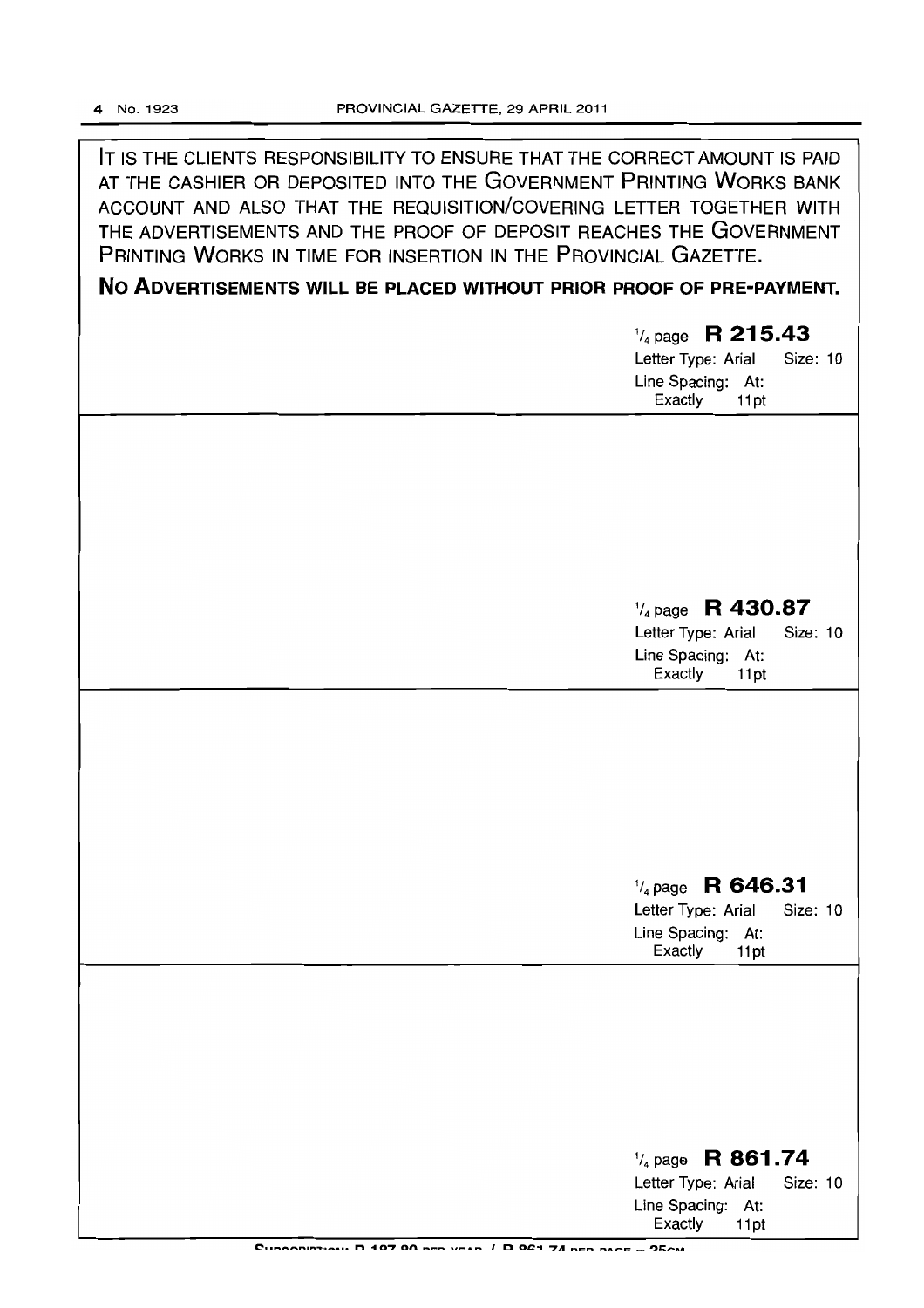IT IS THE CLIENTS RESPONSIBILITY TO ENSURE THAT THE CORRECT AMOUNT IS PAID AT THE CASHIER OR DEPOSITED INTO THE GOVERNMENT PRINTING WORKS BANK ACCOUNT AND ALSO THAT THE REQUISITION/COVERING LETTER TOGETHER WITH THE ADVERTISEMENTS AND THE PROOF OF DEPOSIT REACHES THE GOVERNMENT PRINTING WORKS IN TIME FOR INSERTION IN THE PROVINCIAL GAZETTE.

**NO ADVERTISEMENTS WILL BE PLACED WITHOUT PRIOR PROOF OF PRE-PAYMENT.**

¼ page **R 215.43**
Letter Type: Arial Size: 10
Line Spacing: At: Exactly 11pt

---

¼ page **R 430.87**
Letter Type: Arial Size: 10
Line Spacing: At: Exactly 11pt

---

¼ page **R 646.31**
Letter Type: Arial Size: 10
Line Spacing: At: Exactly 11pt

---

¼ page **R 861.74**
Letter Type: Arial Size: 10
Line Spacing: At: Exactly 11pt

SUBSCRIPTION: R 197.80 PER YEAR / R 861.74 PER PAGE = 25CM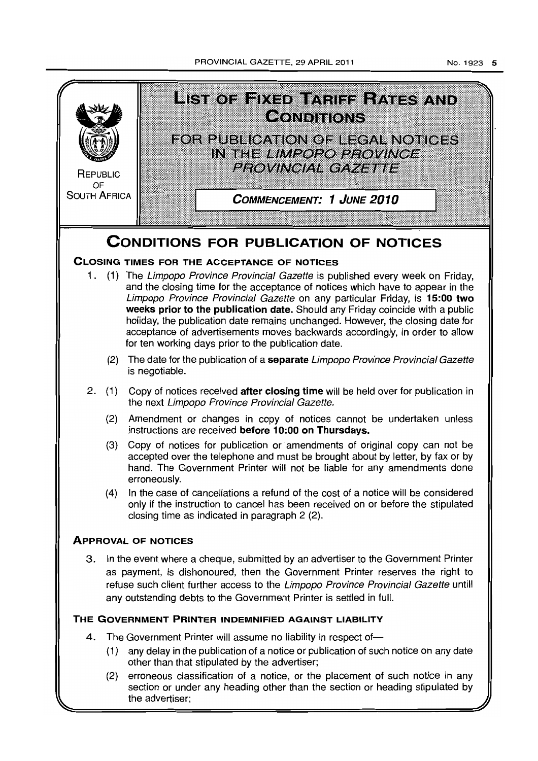REPUBLIC OF SOUTH AFRICA

# LIST OF FIXED TARIFF RATES AND CONDITIONS

## FOR PUBLICATION OF LEGAL NOTICES IN THE *LIMPOPO PROVINCE PROVINCIAL GAZETTE*

***COMMENCEMENT: 1 JUNE 2010***

# CONDITIONS FOR PUBLICATION OF NOTICES

### CLOSING TIMES FOR THE ACCEPTANCE OF NOTICES

1. (1) The *Limpopo Province Provincial Gazette* is published every week on Friday, and the closing time for the acceptance of notices which have to appear in the *Limpopo Province Provincial Gazette* on any particular Friday, is **15:00 two weeks prior to the publication date.** Should any Friday coincide with a public holiday, the publication date remains unchanged. However, the closing date for acceptance of advertisements moves backwards accordingly, in order to allow for ten working days prior to the publication date.

   (2) The date for the publication of a **separate** *Limpopo Province Provincial Gazette* is negotiable.

2. (1) Copy of notices received **after closing time** will be held over for publication in the next *Limpopo Province Provincial Gazette.*

   (2) Amendment or changes in copy of notices cannot be undertaken unless instructions are received **before 10:00 on Thursdays.**

   (3) Copy of notices for publication or amendments of original copy can not be accepted over the telephone and must be brought about by letter, by fax or by hand. The Government Printer will not be liable for any amendments done erroneously.

   (4) In the case of cancellations a refund of the cost of a notice will be considered only if the instruction to cancel has been received on or before the stipulated closing time as indicated in paragraph 2 (2).

### APPROVAL OF NOTICES

3. In the event where a cheque, submitted by an advertiser to the Government Printer as payment, is dishonoured, then the Government Printer reserves the right to refuse such client further access to the *Limpopo Province Provincial Gazette* untill any outstanding debts to the Government Printer is settled in full.

### THE GOVERNMENT PRINTER INDEMNIFIED AGAINST LIABILITY

4. The Government Printer will assume no liability in respect of—

   (1) any delay in the publication of a notice or publication of such notice on any date other than that stipulated by the advertiser;

   (2) erroneous classification of a notice, or the placement of such notice in any section or under any heading other than the section or heading stipulated by the advertiser;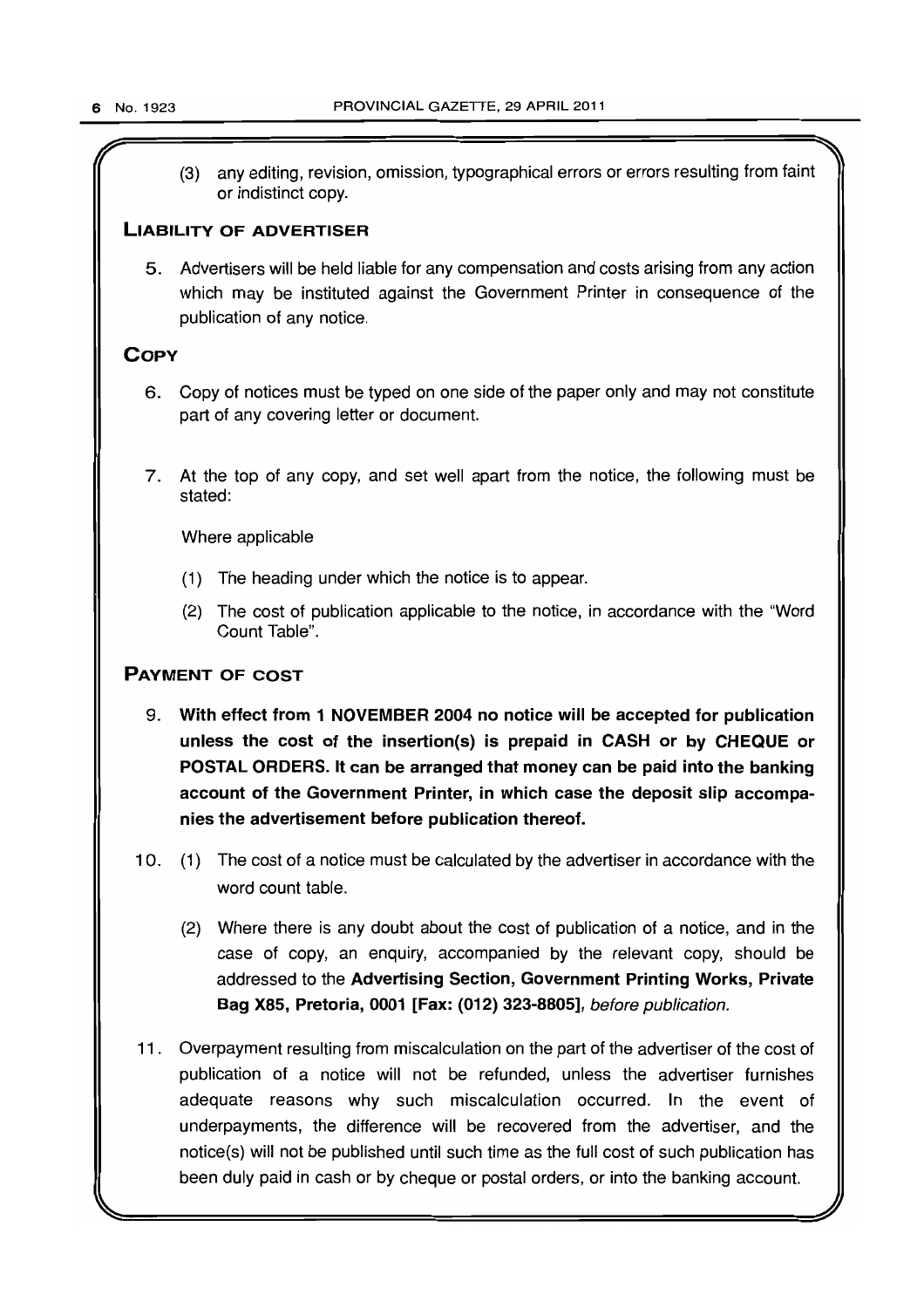(3) any editing, revision, omission, typographical errors or errors resulting from faint or indistinct copy.

### LIABILITY OF ADVERTISER

5. Advertisers will be held liable for any compensation and costs arising from any action which may be instituted against the Government Printer in consequence of the publication of any notice.

### COPY

6. Copy of notices must be typed on one side of the paper only and may not constitute part of any covering letter or document.

7. At the top of any copy, and set well apart from the notice, the following must be stated:

   Where applicable

   (1) The heading under which the notice is to appear.

   (2) The cost of publication applicable to the notice, in accordance with the "Word Count Table".

### PAYMENT OF COST

9. **With effect from 1 NOVEMBER 2004 no notice will be accepted for publication unless the cost of the insertion(s) is prepaid in CASH or by CHEQUE or POSTAL ORDERS. It can be arranged that money can be paid into the banking account of the Government Printer, in which case the deposit slip accompanies the advertisement before publication thereof.**

10. (1) The cost of a notice must be calculated by the advertiser in accordance with the word count table.

    (2) Where there is any doubt about the cost of publication of a notice, and in the case of copy, an enquiry, accompanied by the relevant copy, should be addressed to the **Advertising Section, Government Printing Works, Private Bag X85, Pretoria, 0001 [Fax: (012) 323-8805]**, *before publication.*

11. Overpayment resulting from miscalculation on the part of the advertiser of the cost of publication of a notice will not be refunded, unless the advertiser furnishes adequate reasons why such miscalculation occurred. In the event of underpayments, the difference will be recovered from the advertiser, and the notice(s) will not be published until such time as the full cost of such publication has been duly paid in cash or by cheque or postal orders, or into the banking account.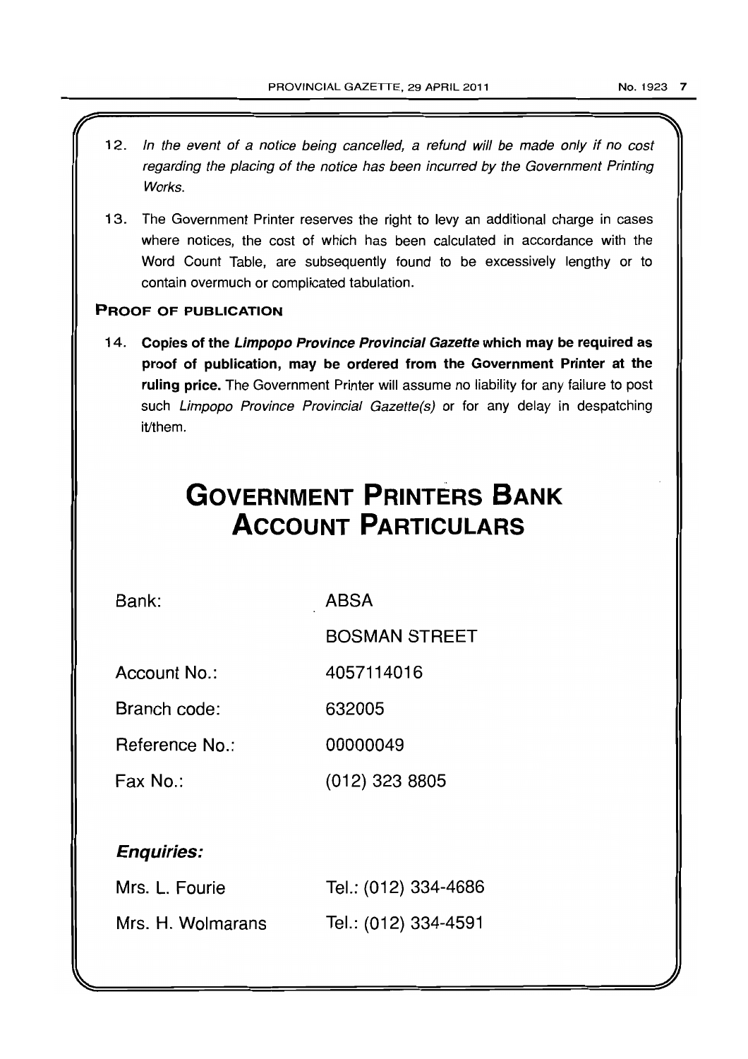12. *In the event of a notice being cancelled, a refund will be made only if no cost regarding the placing of the notice has been incurred by the Government Printing Works.*

13. The Government Printer reserves the right to levy an additional charge in cases where notices, the cost of which has been calculated in accordance with the Word Count Table, are subsequently found to be excessively lengthy or to contain overmuch or complicated tabulation.

### PROOF OF PUBLICATION

14. **Copies of the *Limpopo Province Provincial Gazette* which may be required as proof of publication, may be ordered from the Government Printer at the ruling price.** The Government Printer will assume no liability for any failure to post such *Limpopo Province Provincial Gazette(s)* or for any delay in despatching it/them.

# GOVERNMENT PRINTERS BANK ACCOUNT PARTICULARS

| | |
|---|---|
| Bank: | ABSA |
| | BOSMAN STREET |
| Account No.: | 4057114016 |
| Branch code: | 632005 |
| Reference No.: | 00000049 |
| Fax No.: | (012) 323 8805 |

***Enquiries:***

| | |
|---|---|
| Mrs. L. Fourie | Tel.: (012) 334-4686 |
| Mrs. H. Wolmarans | Tel.: (012) 334-4591 |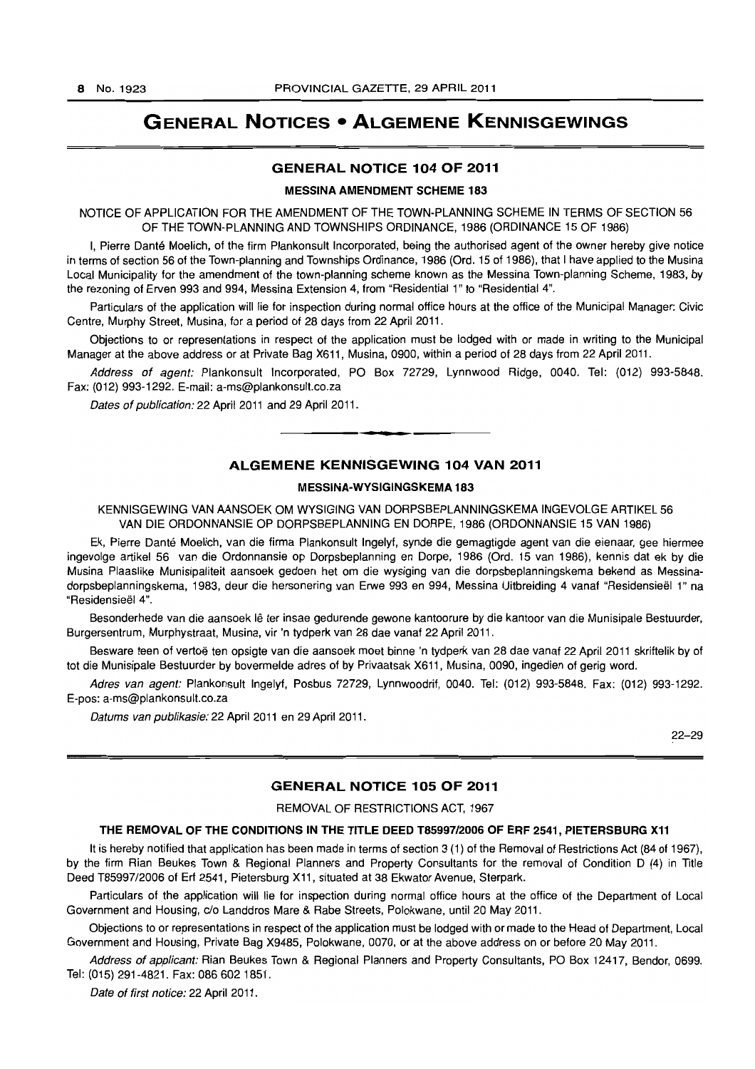# GENERAL NOTICES • ALGEMENE KENNISGEWINGS

## GENERAL NOTICE 104 OF 2011

### MESSINA AMENDMENT SCHEME 183

NOTICE OF APPLICATION FOR THE AMENDMENT OF THE TOWN-PLANNING SCHEME IN TERMS OF SECTION 56 OF THE TOWN-PLANNING AND TOWNSHIPS ORDINANCE, 1986 (ORDINANCE 15 OF 1986)

I, Pierre Danté Moelich, of the firm Plankonsult Incorporated, being the authorised agent of the owner hereby give notice in terms of section 56 of the Town-planning and Townships Ordinance, 1986 (Ord. 15 of 1986), that I have applied to the Musina Local Municipality for the amendment of the town-planning scheme known as the Messina Town-planning Scheme, 1983, by the rezoning of Erven 993 and 994, Messina Extension 4, from "Residential 1" to "Residential 4".

Particulars of the application will lie for inspection during normal office hours at the office of the Municipal Manager: Civic Centre, Murphy Street, Musina, for a period of 28 days from 22 April 2011.

Objections to or representations in respect of the application must be lodged with or made in writing to the Municipal Manager at the above address or at Private Bag X611, Musina, 0900, within a period of 28 days from 22 April 2011.

*Address of agent:* Plankonsult Incorporated, PO Box 72729, Lynnwood Ridge, 0040. Tel: (012) 993-5848. Fax: (012) 993-1292. E-mail: a-ms@plankonsult.co.za

*Dates of publication:* 22 April 2011 and 29 April 2011.

---

## ALGEMENE KENNISGEWING 104 VAN 2011

### MESSINA-WYSIGINGSKEMA 183

KENNISGEWING VAN AANSOEK OM WYSIGING VAN DORPSBEPLANNINGSKEMA INGEVOLGE ARTIKEL 56 VAN DIE ORDONNANSIE OP DORPSBEPLANNING EN DORPE, 1986 (ORDONNANSIE 15 VAN 1986)

Ek, Pierre Danté Moelich, van die firma Plankonsult Ingelyf, synde die gemagtigde agent van die eienaar, gee hiermee ingevolge artikel 56 van die Ordonnansie op Dorpsbeplanning en Dorpe, 1986 (Ord. 15 van 1986), kennis dat ek by die Musina Plaaslike Munisipaliteit aansoek gedoen het om die wysiging van die dorpsbeplanningskema bekend as Messina-dorpsbeplanningskema, 1983, deur die hersonering van Erwe 993 en 994, Messina Uitbreiding 4 vanaf "Residensieël 1" na "Residensieël 4".

Besonderhede van die aansoek lê ter insae gedurende gewone kantoorure by die kantoor van die Munisipale Bestuurder, Burgersentrum, Murphystraat, Musina, vir 'n tydperk van 28 dae vanaf 22 April 2011.

Besware teen of vertoë ten opsigte van die aansoek moet binne 'n tydperk van 28 dae vanaf 22 April 2011 skriftelik by of tot die Munisipale Bestuurder by bovermelde adres of by Privaatsak X611, Musina, 0090, ingedien of gerig word.

*Adres van agent:* Plankonsult Ingelyf, Posbus 72729, Lynnwoodrif, 0040. Tel: (012) 993-5848. Fax: (012) 993-1292. E-pos: a-ms@plankonsult.co.za

*Datums van publikasie:* 22 April 2011 en 29 April 2011.

22–29

---

## GENERAL NOTICE 105 OF 2011

REMOVAL OF RESTRICTIONS ACT, 1967

**THE REMOVAL OF THE CONDITIONS IN THE TITLE DEED T85997/2006 OF ERF 2541, PIETERSBURG X11**

It is hereby notified that application has been made in terms of section 3 (1) of the Removal of Restrictions Act (84 of 1967), by the firm Rian Beukes Town & Regional Planners and Property Consultants for the removal of Condition D (4) in Title Deed T85997/2006 of Erf 2541, Pietersburg X11, situated at 38 Ekwator Avenue, Sterpark.

Particulars of the application will lie for inspection during normal office hours at the office of the Department of Local Government and Housing, c/o Landdros Mare & Rabe Streets, Polokwane, until 20 May 2011.

Objections to or representations in respect of the application must be lodged with or made to the Head of Department, Local Government and Housing, Private Bag X9485, Polokwane, 0070, or at the above address on or before 20 May 2011.

*Address of applicant:* Rian Beukes Town & Regional Planners and Property Consultants, PO Box 12417, Bendor, 0699. Tel: (015) 291-4821. Fax: 086 602 1851.

*Date of first notice:* 22 April 2011.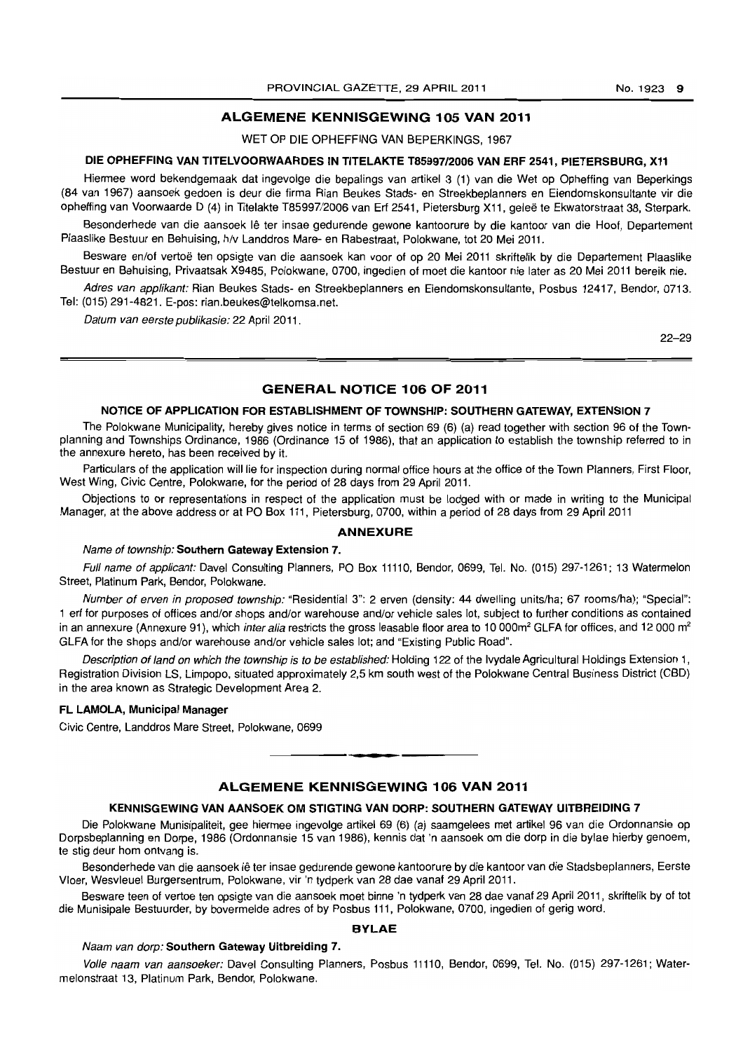## ALGEMENE KENNISGEWING 105 VAN 2011

WET OP DIE OPHEFFING VAN BEPERKINGS, 1967

### DIE OPHEFFING VAN TITELVOORWAARDES IN TITELAKTE T85997/2006 VAN ERF 2541, PIETERSBURG, X11

Hiermee word bekendgemaak dat ingevolge die bepalings van artikel 3 (1) van die Wet op Opheffing van Beperkings (84 van 1967) aansoek gedoen is deur die firma Rian Beukes Stads- en Streekbeplanners en Eiendomskonsultante vir die opheffing van Voorwaarde D (4) in Titelakte T85997/2006 van Erf 2541, Pietersburg X11, geleë te Ekwatorstraat 38, Sterpark.

Besonderhede van die aansoek lê ter insae gedurende gewone kantoorure by die kantoor van die Hoof, Departement Plaaslike Bestuur en Behuising, h/v Landdros Mare- en Rabestraat, Polokwane, tot 20 Mei 2011.

Besware en/of vertoë ten opsigte van die aansoek kan voor of op 20 Mei 2011 skriftelik by die Departement Plaaslike Bestuur en Behuising, Privaatsak X9485, Polokwane, 0700, ingedien of moet die kantoor nie later as 20 Mei 2011 bereik nie.

*Adres van applikant:* Rian Beukes Stads- en Streekbeplanners en Eiendomskonsultante, Posbus 12417, Bendor, 0713. Tel: (015) 291-4821. E-pos: rian.beukes@telkomsa.net.

*Datum van eerste publikasie:* 22 April 2011.

22–29

## GENERAL NOTICE 106 OF 2011

### NOTICE OF APPLICATION FOR ESTABLISHMENT OF TOWNSHIP: SOUTHERN GATEWAY, EXTENSION 7

The Polokwane Municipality, hereby gives notice in terms of section 69 (6) (a) read together with section 96 of the Town-planning and Townships Ordinance, 1986 (Ordinance 15 of 1986), that an application to establish the township referred to in the annexure hereto, has been received by it.

Particulars of the application will lie for inspection during normal office hours at the office of the Town Planners, First Floor, West Wing, Civic Centre, Polokwane, for the period of 28 days from 29 April 2011.

Objections to or representations in respect of the application must be lodged with or made in writing to the Municipal Manager, at the above address or at PO Box 111, Pietersburg, 0700, within a period of 28 days from 29 April 2011

### ANNEXURE

*Name of township:* **Southern Gateway Extension 7.**

*Full name of applicant:* Davel Consulting Planners, PO Box 11110, Bendor, 0699, Tel. No. (015) 297-1261; 13 Watermelon Street, Platinum Park, Bendor, Polokwane.

*Number of erven in proposed township:* "Residential 3": 2 erven (density: 44 dwelling units/ha; 67 rooms/ha); "Special": 1 erf for purposes of offices and/or shops and/or warehouse and/or vehicle sales lot, subject to further conditions as contained in an annexure (Annexure 91), which *inter alia* restricts the gross leasable floor area to 10 000m² GLFA for offices, and 12 000 m² GLFA for the shops and/or warehouse and/or vehicle sales lot; and "Existing Public Road".

*Description of land on which the township is to be established:* Holding 122 of the Ivydale Agricultural Holdings Extension 1, Registration Division LS, Limpopo, situated approximately 2,5 km south west of the Polokwane Central Business District (CBD) in the area known as Strategic Development Area 2.

**FL LAMOLA, Municipal Manager**

Civic Centre, Landdros Mare Street, Polokwane, 0699

## ALGEMENE KENNISGEWING 106 VAN 2011

### KENNISGEWING VAN AANSOEK OM STIGTING VAN DORP: SOUTHERN GATEWAY UITBREIDING 7

Die Polokwane Munisipaliteit, gee hiermee ingevolge artikel 69 (6) (a) saamgelees met artikel 96 van die Ordonnansie op Dorpsbeplanning en Dorpe, 1986 (Ordonnansie 15 van 1986), kennis dat 'n aansoek om die dorp in die bylae hierby genoem, te stig deur hom ontvang is.

Besonderhede van die aansoek lê ter insae gedurende gewone kantoorure by die kantoor van die Stadsbeplanners, Eerste Vloer, Wesvleuel Burgersentrum, Polokwane, vir 'n tydperk van 28 dae vanaf 29 April 2011.

Besware teen of vertoe ten opsigte van die aansoek moet binne 'n tydperk van 28 dae vanaf 29 April 2011, skriftelik by of tot die Munisipale Bestuurder, by bovermelde adres of by Posbus 111, Polokwane, 0700, ingedien of gerig word.

### BYLAE

*Naam van dorp:* **Southern Gateway Uitbreiding 7.**

*Volle naam van aansoeker:* Davel Consulting Planners, Posbus 11110, Bendor, 0699, Tel. No. (015) 297-1261; Watermelonstraat 13, Platinum Park, Bendor, Polokwane.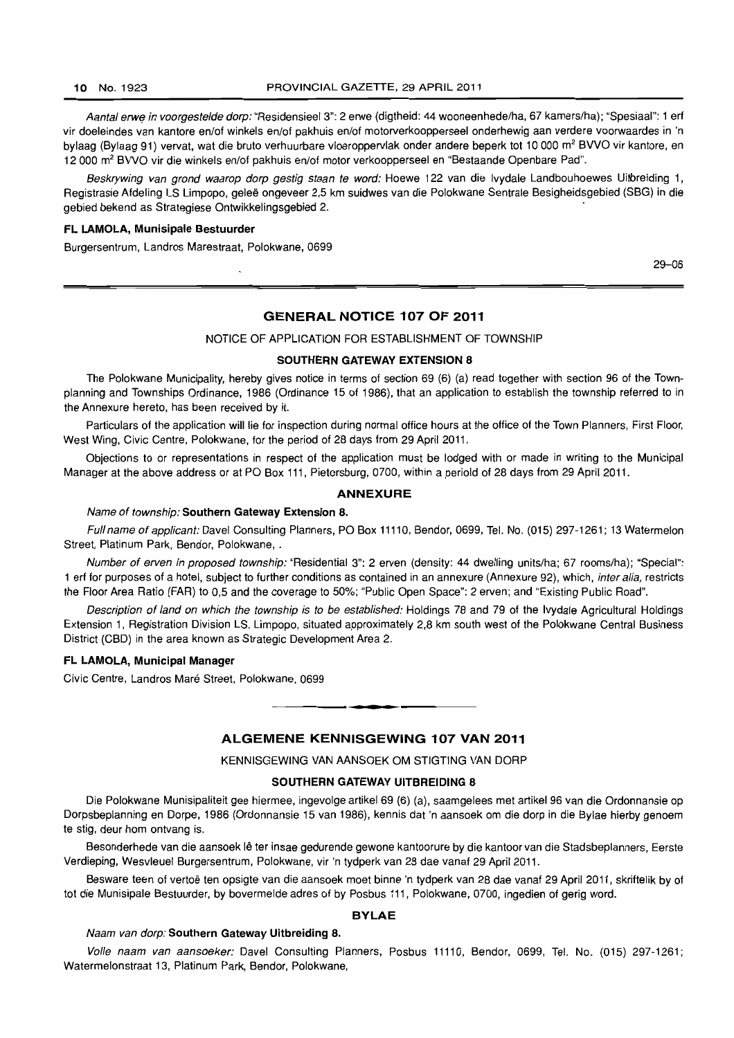*Aantal erwe in voorgestelde dorp:* "Residensieel 3": 2 erwe (digtheid: 44 wooneenhede/ha, 67 kamers/ha); "Spesiaal": 1 erf vir doeleindes van kantore en/of winkels en/of pakhuis en/of motorverkoopperseel onderhewig aan verdere voorwaardes in 'n bylaag (Bylaag 91) vervat, wat die bruto verhuurbare vloeroppervlak onder andere beperk tot 10 000 m² BVVO vir kantore, en 12 000 m² BVVO vir die winkels en/of pakhuis en/of motor verkoopperseel en "Bestaande Openbare Pad".

*Beskrywing van grond waarop dorp gestig staan te word:* Hoewe 122 van die Ivydale Landbouhoewes Uitbreiding 1, Registrasie Afdeling LS Limpopo, geleë ongeveer 2,5 km suidwes van die Polokwane Sentrale Besigheidsgebied (SBG) in die gebied bekend as Strategiese Ontwikkelingsgebied 2.

**FL LAMOLA, Munisipale Bestuurder**

Burgersentrum, Landros Marestraat, Polokwane, 0699

29–06

## GENERAL NOTICE 107 OF 2011

NOTICE OF APPLICATION FOR ESTABLISHMENT OF TOWNSHIP

**SOUTHERN GATEWAY EXTENSION 8**

The Polokwane Municipality, hereby gives notice in terms of section 69 (6) (a) read together with section 96 of the Town-planning and Townships Ordinance, 1986 (Ordinance 15 of 1986), that an application to establish the township referred to in the Annexure hereto, has been received by it.

Particulars of the application will lie for inspection during normal office hours at the office of the Town Planners, First Floor, West Wing, Civic Centre, Polokwane, for the period of 28 days from 29 April 2011.

Objections to or representations in respect of the application must be lodged with or made in writing to the Municipal Manager at the above address or at PO Box 111, Pietersburg, 0700, within a periold of 28 days from 29 April 2011.

### ANNEXURE

*Name of township:* **Southern Gateway Extension 8.**

*Full name of applicant:* Davel Consulting Planners, PO Box 11110, Bendor, 0699, Tel. No. (015) 297-1261; 13 Watermelon Street, Platinum Park, Bendor, Polokwane, .

*Number of erven in proposed township:* "Residential 3": 2 erven (density: 44 dwelling units/ha; 67 rooms/ha); "Special": 1 erf for purposes of a hotel, subject to further conditions as contained in an annexure (Annexure 92), which, *inter alia,* restricts the Floor Area Ratio (FAR) to 0,5 and the coverage to 50%; "Public Open Space": 2 erven; and "Existing Public Road".

*Description of land on which the township is to be established:* Holdings 78 and 79 of the Ivydale Agricultural Holdings Extension 1, Registration Division LS, Limpopo, situated approximately 2,8 km south west of the Polokwane Central Business District (CBD) in the area known as Strategic Development Area 2.

**FL LAMOLA, Municipal Manager**

Civic Centre, Landros Maré Street, Polokwane, 0699

## ALGEMENE KENNISGEWING 107 VAN 2011

KENNISGEWING VAN AANSOEK OM STIGTING VAN DORP

**SOUTHERN GATEWAY UITBREIDING 8**

Die Polokwane Munisipaliteit gee hiermee, ingevolge artikel 69 (6) (a), saamgelees met artikel 96 van die Ordonnansie op Dorpsbeplanning en Dorpe, 1986 (Ordonnansie 15 van 1986), kennis dat 'n aansoek om die dorp in die Bylae hierby genoem te stig, deur hom ontvang is.

Besonderhede van die aansoek lê ter insae gedurende gewone kantoorure by die kantoor van die Stadsbeplanners, Eerste Verdieping, Wesvleuel Burgersentrum, Polokwane, vir 'n tydperk van 28 dae vanaf 29 April 2011.

Besware teen of vertoë ten opsigte van die aansoek moet binne 'n tydperk van 28 dae vanaf 29 April 2011, skriftelik by of tot die Munisipale Bestuurder, by bovermelde adres of by Posbus 111, Polokwane, 0700, ingedien of gerig word.

### BYLAE

*Naam van dorp:* **Southern Gateway Uitbreiding 8.**

*Volle naam van aansoeker:* Davel Consulting Planners, Posbus 11110, Bendor, 0699, Tel. No. (015) 297-1261; Watermelonstraat 13, Platinum Park, Bendor, Polokwane,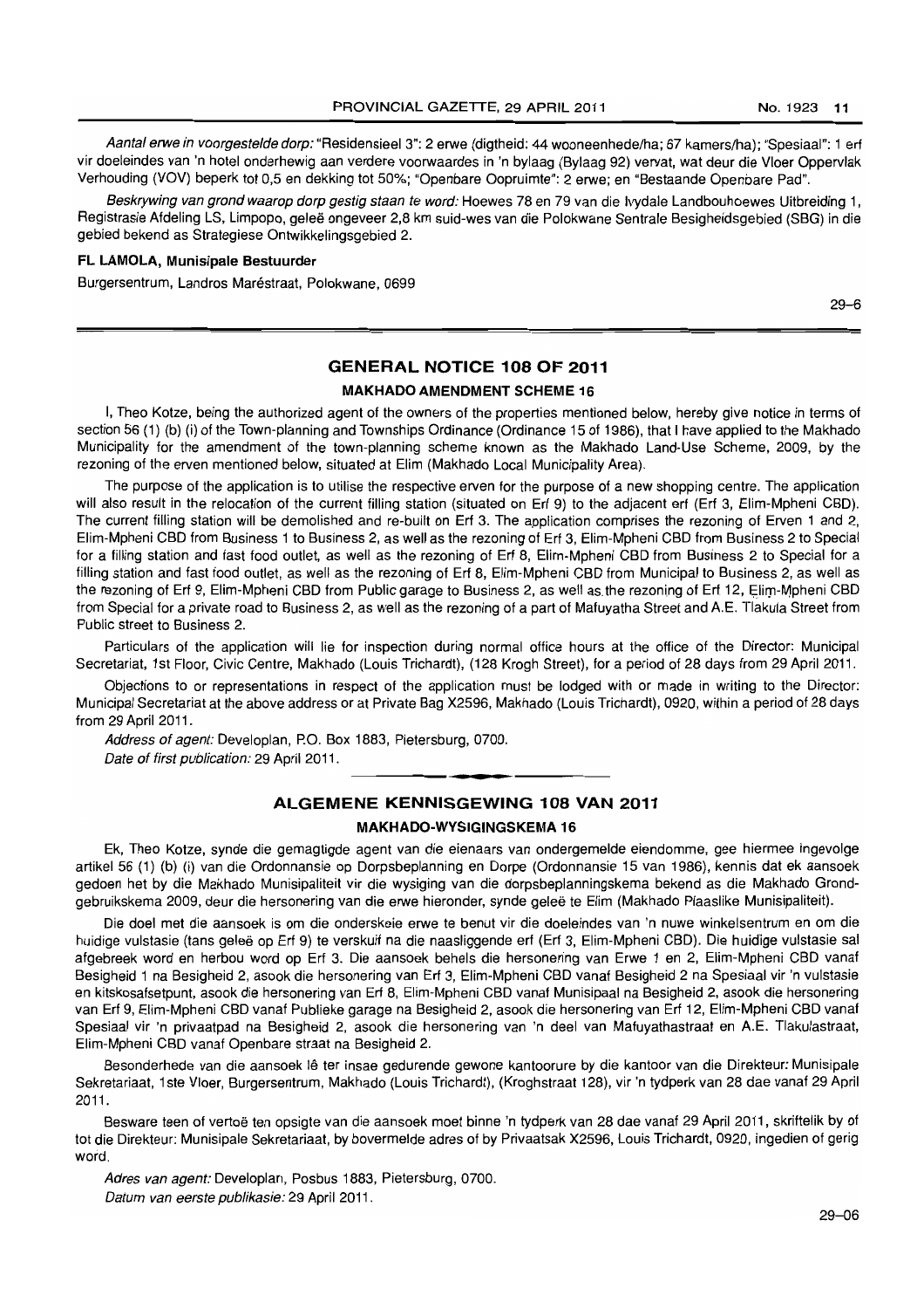*Aantal erwe in voorgestelde dorp:* "Residensieel 3": 2 erwe (digtheid: 44 wooneenhede/ha; 67 kamers/ha); "Spesiaal": 1 erf vir doeleindes van 'n hotel onderhewig aan verdere voorwaardes in 'n bylaag (Bylaag 92) vervat, wat deur die Vloer Oppervlak Verhouding (VOV) beperk tot 0,5 en dekking tot 50%; "Openbare Oopruimte": 2 erwe; en "Bestaande Openbare Pad".

*Beskrywing van grond waarop dorp gestig staan te word:* Hoewes 78 en 79 van die Ivydale Landbouhoewes Uitbreiding 1, Registrasie Afdeling LS, Limpopo, geleë ongeveer 2,8 km suid-wes van die Polokwane Sentrale Besigheidsgebied (SBG) in die gebied bekend as Strategiese Ontwikkelingsgebied 2.

**FL LAMOLA, Munisipale Bestuurder**

Burgersentrum, Landros Maréstraat, Polokwane, 0699

29–6

## GENERAL NOTICE 108 OF 2011

### MAKHADO AMENDMENT SCHEME 16

I, Theo Kotze, being the authorized agent of the owners of the properties mentioned below, hereby give notice in terms of section 56 (1) (b) (i) of the Town-planning and Townships Ordinance (Ordinance 15 of 1986), that I have applied to the Makhado Municipality for the amendment of the town-planning scheme known as the Makhado Land-Use Scheme, 2009, by the rezoning of the erven mentioned below, situated at Elim (Makhado Local Municipality Area).

The purpose of the application is to utilise the respective erven for the purpose of a new shopping centre. The application will also result in the relocation of the current filling station (situated on Erf 9) to the adjacent erf (Erf 3, Elim-Mpheni CBD). The current filling station will be demolished and re-built on Erf 3. The application comprises the rezoning of Erven 1 and 2, Elim-Mpheni CBD from Business 1 to Business 2, as well as the rezoning of Erf 3, Elim-Mpheni CBD from Business 2 to Special for a filling station and fast food outlet, as well as the rezoning of Erf 8, Elim-Mpheni CBD from Business 2 to Special for a filling station and fast food outlet, as well as the rezoning of Erf 8, Elim-Mpheni CBD from Municipal to Business 2, as well as the rezoning of Erf 9, Elim-Mpheni CBD from Public garage to Business 2, as well as the rezoning of Erf 12, Elim-Mpheni CBD from Special for a private road to Business 2, as well as the rezoning of a part of Mafuyatha Street and A.E. Tlakula Street from Public street to Business 2.

Particulars of the application will lie for inspection during normal office hours at the office of the Director: Municipal Secretariat, 1st Floor, Civic Centre, Makhado (Louis Trichardt), (128 Krogh Street), for a period of 28 days from 29 April 2011.

Objections to or representations in respect of the application must be lodged with or made in writing to the Director: Municipal Secretariat at the above address or at Private Bag X2596, Makhado (Louis Trichardt), 0920, within a period of 28 days from 29 April 2011.

*Address of agent:* Developlan, P.O. Box 1883, Pietersburg, 0700.

*Date of first publication:* 29 April 2011.

## ALGEMENE KENNISGEWING 108 VAN 2011

### MAKHADO-WYSIGINGSKEMA 16

Ek, Theo Kotze, synde die gemagtigde agent van die eienaars van ondergemelde eiendomme, gee hiermee ingevolge artikel 56 (1) (b) (i) van die Ordonnansie op Dorpsbeplanning en Dorpe (Ordonnansie 15 van 1986), kennis dat ek aansoek gedoen het by die Makhado Munisipaliteit vir die wysiging van die dorpsbeplanningskema bekend as die Makhado Grondgebruikskema 2009, deur die hersonering van die erwe hieronder, synde geleë te Elim (Makhado Plaaslike Munisipaliteit).

Die doel met die aansoek is om die onderskeie erwe te benut vir die doeleindes van 'n nuwe winkelsentrum en om die huidige vulstasie (tans geleë op Erf 9) te verskuif na die naasliggende erf (Erf 3, Elim-Mpheni CBD). Die huidige vulstasie sal afgebreek word en herbou word op Erf 3. Die aansoek behels die hersonering van Erwe 1 en 2, Elim-Mpheni CBD vanaf Besigheid 1 na Besigheid 2, asook die hersonering van Erf 3, Elim-Mpheni CBD vanaf Besigheid 2 na Spesiaal vir 'n vulstasie en kitskosafsetpunt, asook die hersonering van Erf 8, Elim-Mpheni CBD vanaf Munisipaal na Besigheid 2, asook die hersonering van Erf 9, Elim-Mpheni CBD vanaf Publieke garage na Besigheid 2, asook die hersonering van Erf 12, Elim-Mpheni CBD vanaf Spesiaal vir 'n privaatpad na Besigheid 2, asook die hersonering van 'n deel van Mafuyathastraat en A.E. Tlakulastraat, Elim-Mpheni CBD vanaf Openbare straat na Besigheid 2.

Besonderhede van die aansoek lê ter insae gedurende gewone kantoorure by die kantoor van die Direkteur: Munisipale Sekretariaat, 1ste Vloer, Burgersentrum, Makhado (Louis Trichardt), (Kroghstraat 128), vir 'n tydperk van 28 dae vanaf 29 April 2011.

Besware teen of vertoë ten opsigte van die aansoek moet binne 'n tydperk van 28 dae vanaf 29 April 2011, skriftelik by of tot die Direkteur: Munisipale Sekretariaat, by bovermelde adres of by Privaatsak X2596, Louis Trichardt, 0920, ingedien of gerig word.

*Adres van agent:* Developlan, Posbus 1883, Pietersburg, 0700.

*Datum van eerste publikasie:* 29 April 2011.

29–06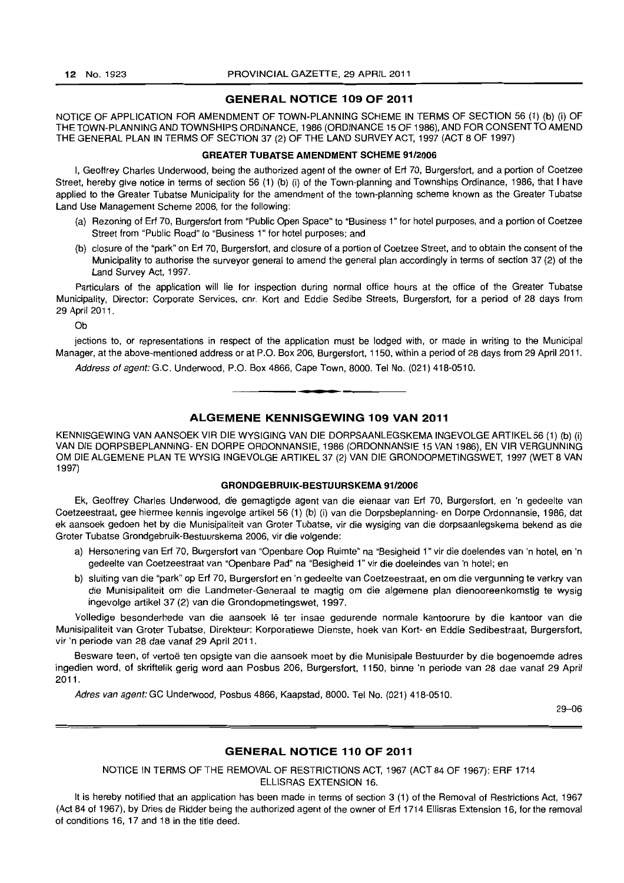## GENERAL NOTICE 109 OF 2011

NOTICE OF APPLICATION FOR AMENDMENT OF TOWN-PLANNING SCHEME IN TERMS OF SECTION 56 (1) (b) (i) OF THE TOWN-PLANNING AND TOWNSHIPS ORDINANCE, 1986 (ORDINANCE 15 OF 1986), AND FOR CONSENT TO AMEND THE GENERAL PLAN IN TERMS OF SECTION 37 (2) OF THE LAND SURVEY ACT, 1997 (ACT 8 OF 1997)

### GREATER TUBATSE AMENDMENT SCHEME 91/2006

I, Geoffrey Charles Underwood, being the authorized agent of the owner of Erf 70, Burgersfort, and a portion of Coetzee Street, hereby give notice in terms of section 56 (1) (b) (i) of the Town-planning and Townships Ordinance, 1986, that I have applied to the Greater Tubatse Municipality for the amendment of the town-planning scheme known as the Greater Tubatse Land Use Management Scheme 2006, for the following:

(a) Rezoning of Erf 70, Burgersfort from "Public Open Space" to "Business 1" for hotel purposes, and a portion of Coetzee Street from "Public Road" to "Business 1" for hotel purposes; and

(b) closure of the "park" on Erf 70, Burgersfort, and closure of a portion of Coetzee Street, and to obtain the consent of the Municipality to authorise the surveyor general to amend the general plan accordingly in terms of section 37 (2) of the Land Survey Act, 1997.

Particulars of the application will lie for inspection during normal office hours at the office of the Greater Tubatse Municipality, Director: Corporate Services, cnr. Kort and Eddie Sedibe Streets, Burgersfort, for a period of 28 days from 29 April 2011.

Ob

jections to, or representations in respect of the application must be lodged with, or made in writing to the Municipal Manager, at the above-mentioned address or at P.O. Box 206, Burgersfort, 1150, within a period of 28 days from 29 April 2011.

*Address of agent:* G.C. Underwood, P.O. Box 4866, Cape Town, 8000. Tel No. (021) 418-0510.

---

## ALGEMENE KENNISGEWING 109 VAN 2011

KENNISGEWING VAN AANSOEK VIR DIE WYSIGING VAN DIE DORPSAANLEGSKEMA INGEVOLGE ARTIKEL 56 (1) (b) (i) VAN DIE DORPSBEPLANNING- EN DORPE ORDONNANSIE, 1986 (ORDONNANSIE 15 VAN 1986), EN VIR VERGUNNING OM DIE ALGEMENE PLAN TE WYSIG INGEVOLGE ARTIKEL 37 (2) VAN DIE GRONDOPMETINGSWET, 1997 (WET 8 VAN 1997)

### GRONDGEBRUIK-BESTUURSKEMA 91/2006

Ek, Geoffrey Charles Underwood, die gemagtigde agent van die eienaar van Erf 70, Burgersfort, en 'n gedeelte van Coetzeestraat, gee hiermee kennis ingevolge artikel 56 (1) (b) (i) van die Dorpsbeplanning- en Dorpe Ordonnansie, 1986, dat ek aansoek gedoen het by die Munisipaliteit van Groter Tubatse, vir die wysiging van die dorpsaanlegskema bekend as die Groter Tubatse Grondgebruik-Bestuurskema 2006, vir die volgende:

a) Hersonering van Erf 70, Burgersfort van "Openbare Oop Ruimte" na "Besigheid 1" vir die doelendes van 'n hotel, en 'n gedeelte van Coetzeestraat van "Openbare Pad" na "Besigheid 1" vir die doeleindes van 'n hotel; en

b) sluiting van die "park" op Erf 70, Burgersfort en 'n gedeelte van Coetzeestraat, en om die vergunning te verkry van die Munisipaliteit om die Landmeter-Generaal te magtig om die algemene plan dienooreenkomstig te wysig ingevolge artikel 37 (2) van die Grondopmetingswet, 1997.

Volledige besonderhede van die aansoek lê ter insae gedurende normale kantoorure by die kantoor van die Munisipaliteit van Groter Tubatse, Direkteur: Korporatiewe Dienste, hoek van Kort- en Eddie Sedibestraat, Burgersfort, vir 'n periode van 28 dae vanaf 29 April 2011.

Besware teen, of vertoë ten opsigte van die aansoek moet by die Munisipale Bestuurder by die bogenoemde adres ingedien word, of skriftelik gerig word aan Posbus 206, Burgersfort, 1150, binne 'n periode van 28 dae vanaf 29 April 2011.

*Adres van agent:* GC Underwood, Posbus 4866, Kaapstad, 8000. Tel No. (021) 418-0510.

29–06

---

## GENERAL NOTICE 110 OF 2011

NOTICE IN TERMS OF THE REMOVAL OF RESTRICTIONS ACT, 1967 (ACT 84 OF 1967): ERF 1714 ELLISRAS EXTENSION 16.

It is hereby notified that an application has been made in terms of section 3 (1) of the Removal of Restrictions Act, 1967 (Act 84 of 1967), by Dries de Ridder being the authorized agent of the owner of Erf 1714 Ellisras Extension 16, for the removal of conditions 16, 17 and 18 in the title deed.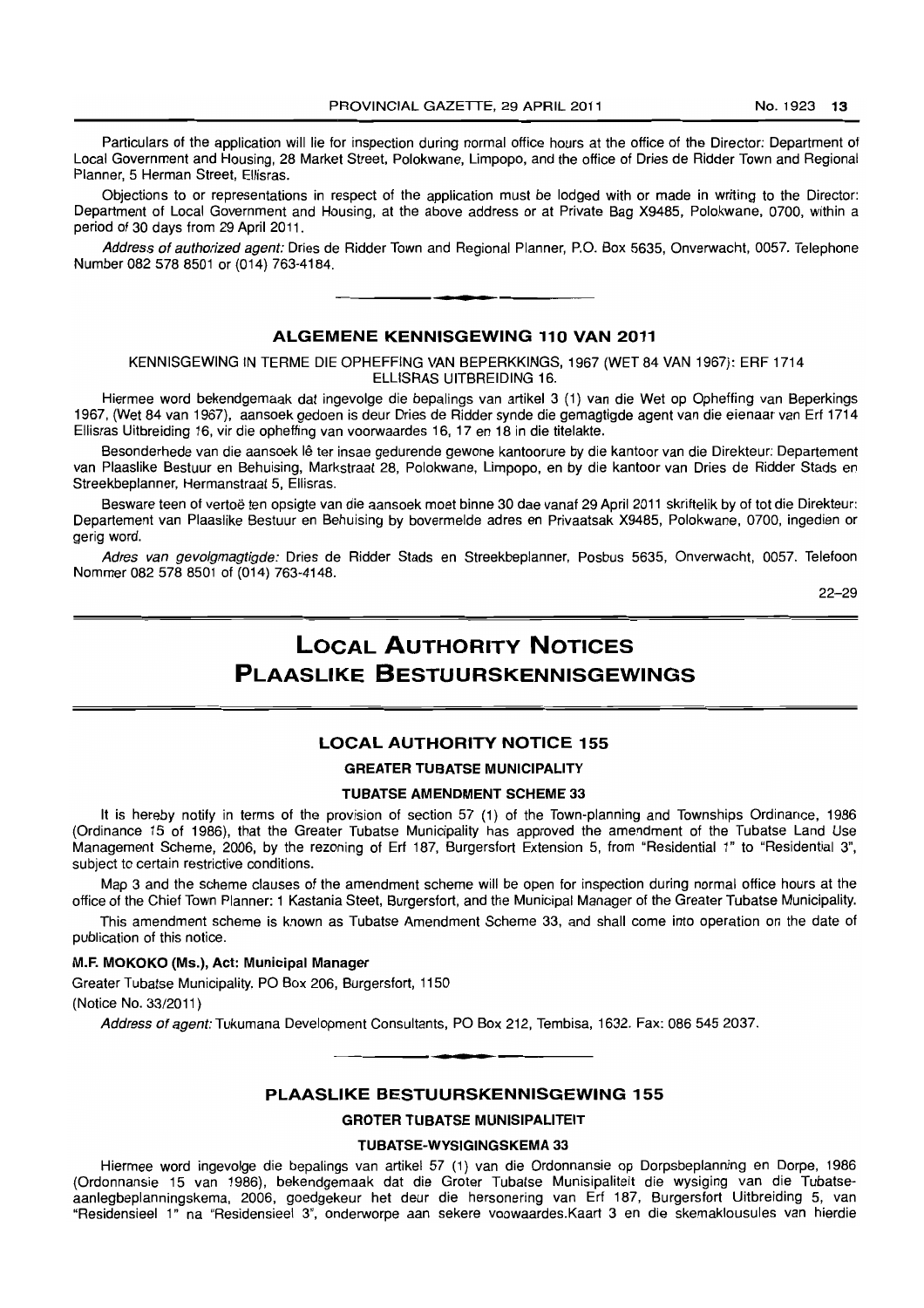Particulars of the application will lie for inspection during normal office hours at the office of the Director: Department of Local Government and Housing, 28 Market Street, Polokwane, Limpopo, and the office of Dries de Ridder Town and Regional Planner, 5 Herman Street, Ellisras.

Objections to or representations in respect of the application must be lodged with or made in writing to the Director: Department of Local Government and Housing, at the above address or at Private Bag X9485, Polokwane, 0700, within a period of 30 days from 29 April 2011.

*Address of authorized agent:* Dries de Ridder Town and Regional Planner, P.O. Box 5635, Onverwacht, 0057. Telephone Number 082 578 8501 or (014) 763-4184.

---

## ALGEMENE KENNISGEWING 110 VAN 2011

KENNISGEWING IN TERME DIE OPHEFFING VAN BEPERKKINGS, 1967 (WET 84 VAN 1967): ERF 1714 ELLISRAS UITBREIDING 16.

Hiermee word bekendgemaak dat ingevolge die bepalings van artikel 3 (1) van die Wet op Opheffing van Beperkings 1967, (Wet 84 van 1967), aansoek gedoen is deur Dries de Ridder synde die gemagtigde agent van die eienaar van Erf 1714 Ellisras Uitbreiding 16, vir die opheffing van voorwaardes 16, 17 en 18 in die titelakte.

Besonderhede van die aansoek lê ter insae gedurende gewone kantoorure by die kantoor van die Direkteur: Departement van Plaaslike Bestuur en Behuising, Markstraat 28, Polokwane, Limpopo, en by die kantoor van Dries de Ridder Stads en Streekbeplanner, Hermanstraat 5, Ellisras.

Besware teen of vertoë ten opsigte van die aansoek moet binne 30 dae vanaf 29 April 2011 skriftelik by of tot die Direkteur: Departement van Plaaslike Bestuur en Behuising by bovermelde adres en Privaatsak X9485, Polokwane, 0700, ingedien or gerig word.

*Adres van gevolgmagtigde:* Dries de Ridder Stads en Streekbeplanner, Posbus 5635, Onverwacht, 0057. Telefoon Nommer 082 578 8501 of (014) 763-4148.

22–29

---

# LOCAL AUTHORITY NOTICES
# PLAASLIKE BESTUURSKENNISGEWINGS

---

## LOCAL AUTHORITY NOTICE 155

### GREATER TUBATSE MUNICIPALITY

#### TUBATSE AMENDMENT SCHEME 33

It is hereby notify in terms of the provision of section 57 (1) of the Town-planning and Townships Ordinance, 1986 (Ordinance 15 of 1986), that the Greater Tubatse Municipality has approved the amendment of the Tubatse Land Use Management Scheme, 2006, by the rezoning of Erf 187, Burgersfort Extension 5, from "Residential 1" to "Residential 3", subject to certain restrictive conditions.

Map 3 and the scheme clauses of the amendment scheme will be open for inspection during normal office hours at the office of the Chief Town Planner: 1 Kastania Steet, Burgersfort, and the Municipal Manager of the Greater Tubatse Municipality.

This amendment scheme is known as Tubatse Amendment Scheme 33, and shall come into operation on the date of publication of this notice.

**M.F. MOKOKO (Ms.), Act: Municipal Manager**

Greater Tubatse Municipality. PO Box 206, Burgersfort, 1150

(Notice No. 33/2011)

*Address of agent:* Tukumana Development Consultants, PO Box 212, Tembisa, 1632. Fax: 086 545 2037.

---

## PLAASLIKE BESTUURSKENNISGEWING 155

### GROTER TUBATSE MUNISIPALITEIT

#### TUBATSE-WYSIGINGSKEMA 33

Hiermee word ingevolge die bepalings van artikel 57 (1) van die Ordonnansie op Dorpsbeplanning en Dorpe, 1986 (Ordonnansie 15 van 1986), bekendgemaak dat die Groter Tubatse Munisipaliteit die wysiging van die Tubatse-aanlegbeplanningskema, 2006, goedgekeur het deur die hersonering van Erf 187, Burgersfort Uitbreiding 5, van "Residensieel 1" na "Residensieel 3", onderworpe aan sekere voowaardes.Kaart 3 en die skemaklousules van hierdie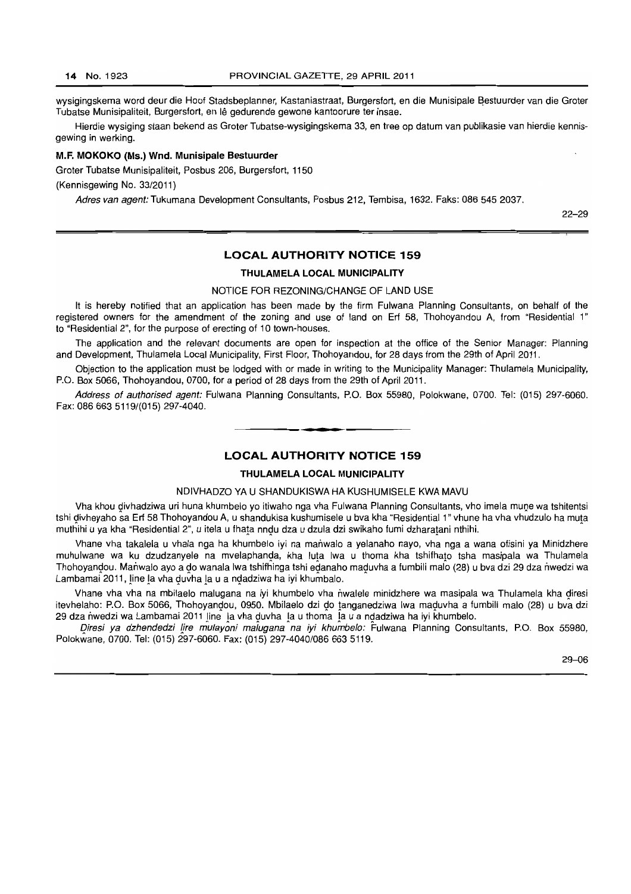wysigingskema word deur die Hoof Stadsbeplanner, Kastaniastraat, Burgersfort, en die Munisipale Bestuurder van die Groter Tubatse Munisipaliteit, Burgersfort, en lê gedurende gewone kantoorure ter insae.

Hierdie wysiging staan bekend as Groter Tubatse-wysigingskema 33, en tree op datum van publikasie van hierdie kennisgewing in werking.

**M.F. MOKOKO (Ms.) Wnd. Munisipale Bestuurder**

Groter Tubatse Munisipaliteit, Posbus 206, Burgersfort, 1150

(Kennisgewing No. 33/2011)

*Adres van agent:* Tukumana Development Consultants, Posbus 212, Tembisa, 1632. Faks: 086 545 2037.

22–29

## LOCAL AUTHORITY NOTICE 159

### THULAMELA LOCAL MUNICIPALITY

NOTICE FOR REZONING/CHANGE OF LAND USE

It is hereby notified that an application has been made by the firm Fulwana Planning Consultants, on behalf of the registered owners for the amendment of the zoning and use of land on Erf 58, Thohoyandou A, from "Residential 1" to "Residential 2", for the purpose of erecting of 10 town-houses.

The application and the relevant documents are open for inspection at the office of the Senior Manager: Planning and Development, Thulamela Local Municipality, First Floor, Thohoyandou, for 28 days from the 29th of April 2011.

Objection to the application must be lodged with or made in writing to the Municipality Manager: Thulamela Municipality, P.O. Box 5066, Thohoyandou, 0700, for a period of 28 days from the 29th of April 2011.

*Address of authorised agent:* Fulwana Planning Consultants, P.O. Box 55980, Polokwane, 0700. Tel: (015) 297-6060. Fax: 086 663 5119/(015) 297-4040.

## LOCAL AUTHORITY NOTICE 159

### THULAMELA LOCAL MUNICIPALITY

NDIVHADZO YA U SHANDUKISWA HA KUSHUMISELE KWA MAVU

Vha khou ḓivhadziwa uri huna khumbelo yo itiwaho nga vha Fulwana Planning Consultants, vho imela muṋe wa tshitentsi tshi ḓivheyaho sa Erf 58 Thohoyandou A, u shandukisa kushumisele u bva kha "Residential 1" vhune ha vha vhudzulo ha muṱa muthihi u ya kha "Residential 2", u itela u fhaṱa nnḓu dza u dzula dzi swikaho fumi dzharaṱani nthihi.

Vhane vha takalela u vhala nga ha khumbelo iyi na maṅwalo a yelanaho nayo, vha nga a wana ofisini ya Minidzhere muhulwane wa ku dzudzanyele na mvelaphanḓa, kha luṱa lwa u thoma kha tshifhaṱo tsha masipala wa Thulamela Thohoyanḓou. Maṅwalo ayo a ḓo wanala lwa tshifhinga tshi eḓanaho maḓuvha a fumbili malo (28) u bva dzi 29 dza ṅwedzi wa Lambamai 2011, line ḽa vha ḓuvha ḽa u a nḓadziwa ha iyi khumbalo.

Vhane vha vha na mbilaelo malugana na iyi khumbelo vha ṅwalele minidzhere wa masipala wa Thulamela kha ḓiresi itevhelaho: P.O. Box 5066, Thohoyanḓou, 0950. Mbilaelo dzi ḓo ṱanganedziwa lwa maḓuvha a fumbili malo (28) u bva dzi 29 dza ṅwedzi wa Lambamai 2011 line ḽa vha ḓuvha ḽa u thoma ḽa u a nḓadziwa ha iyi khumbelo.

*Ḓiresi ya dzhendedzi ḽire mulayoni malugana na iyi khumbelo:* Fulwana Planning Consultants, P.O. Box 55980, Polokwane, 0700. Tel: (015) 297-6060. Fax: (015) 297-4040/086 663 5119.

29–06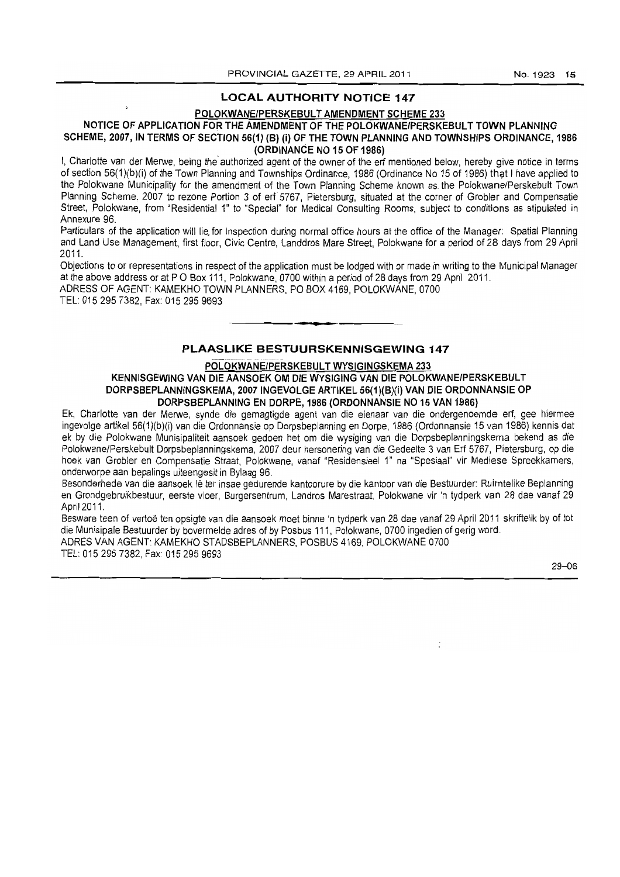## LOCAL AUTHORITY NOTICE 147

### POLOKWANE/PERSKEBULT AMENDMENT SCHEME 233

### NOTICE OF APPLICATION FOR THE AMENDMENT OF THE POLOKWANE/PERSKEBULT TOWN PLANNING SCHEME, 2007, IN TERMS OF SECTION 56(1) (B) (i) OF THE TOWN PLANNING AND TOWNSHIPS ORDINANCE, 1986 (ORDINANCE NO 15 OF 1986)

I, Charlotte van der Merwe, being the authorized agent of the owner of the erf mentioned below, hereby give notice in terms of section 56(1)(b)(i) of the Town Planning and Townships Ordinance, 1986 (Ordinance No 15 of 1986) that I have applied to the Polokwane Municipality for the amendment of the Town Planning Scheme known as the Polokwane/Perskebult Town Planning Scheme. 2007 to rezone Portion 3 of erf 5767, Pietersburg, situated at the corner of Grobler and Compensatie Street, Polokwane, from "Residential 1" to "Special" for Medical Consulting Rooms, subject to conditions as stipulated in Annexure 96.

Particulars of the application will lie for inspection during normal office hours at the office of the Manager: Spatial Planning and Land Use Management, first floor, Civic Centre, Landdros Mare Street, Polokwane for a period of 28 days from 29 April 2011.

Objections to or representations in respect of the application must be lodged with or made in writing to the Municipal Manager at the above address or at P O Box 111, Polokwane, 0700 within a period of 28 days from 29 April 2011.

ADRESS OF AGENT: KAMEKHO TOWN PLANNERS, PO BOX 4169, POLOKWANE, 0700

TEL: 015 295 7382, Fax: 015 295 9693

---

## PLAASLIKE BESTUURSKENNISGEWING 147

### POLOKWANE/PERSKEBULT WYSIGINGSKEMA 233

### KENNISGEWING VAN DIE AANSOEK OM DIE WYSIGING VAN DIE POLOKWANE/PERSKEBULT DORPSBEPLANNINGSKEMA, 2007 INGEVOLGE ARTIKEL 56(1)(B)(i) VAN DIE ORDONNANSIE OP DORPSBEPLANNING EN DORPE, 1986 (ORDONNANSIE NO 15 VAN 1986)

Ek, Charlotte van der Merwe, synde die gemagtigde agent van die eienaar van die ondergenoemde erf, gee hiermee ingevolge artikel 56(1)(b)(i) van die Ordonnansie op Dorpsbeplanning en Dorpe, 1986 (Ordonnansie 15 van 1986) kennis dat ek by die Polokwane Munisipaliteit aansoek gedoen het om die wysiging van die Dorpsbeplanningskema bekend as die Polokwane/Perskebult Dorpsbeplanningskema, 2007 deur hersonering van die Gedeelte 3 van Erf 5767, Pietersburg, op die hoek van Grobler en Compensatie Straat, Polokwane, vanaf "Residensieel 1" na "Spesiaal" vir Mediese Spreekkamers, onderworpe aan bepalings uiteengesit in Bylaag 96.

Besonderhede van die aansoek lê ter insae gedurende kantoorure by die kantoor van die Bestuurder: Ruimtelike Beplanning en Grondgebruikbestuur, eerste vloer, Burgersentrum, Landros Marestraat, Polokwane vir 'n tydperk van 28 dae vanaf 29 April 2011.

Besware teen of vertoë ten opsigte van die aansoek moet binne 'n tydperk van 28 dae vanaf 29 April 2011 skriftelik by of tot die Munisipale Bestuurder by bovermelde adres of by Posbus 111, Polokwane, 0700 ingedien of gerig word.

ADRES VAN AGENT: KAMEKHO STADSBEPLANNERS, POSBUS 4169, POLOKWANE 0700

TEL: 015 295 7382, Fax: 015 295 9693

29–06